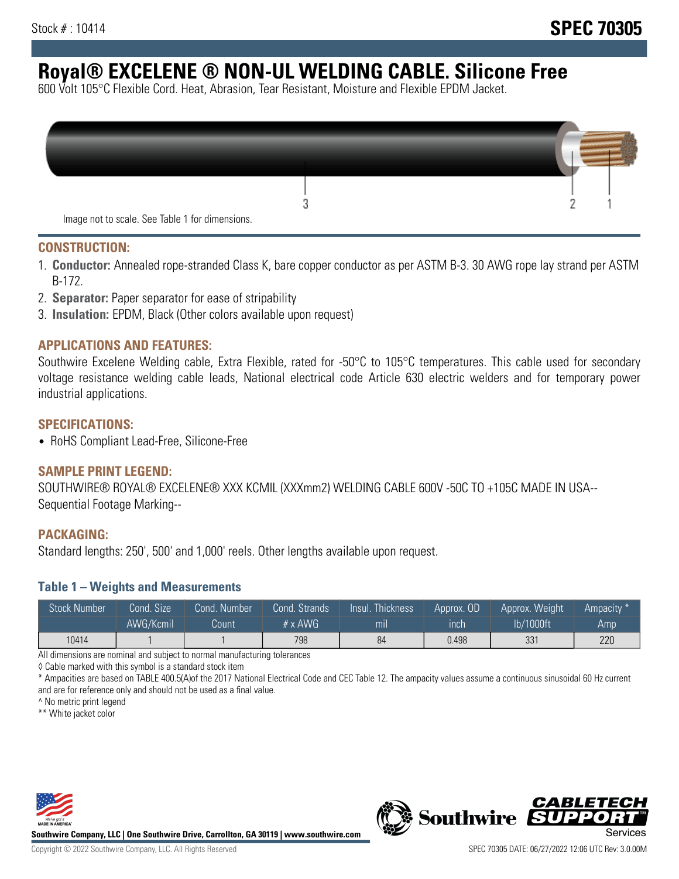Stock # : 10414

**SPEC 70305**

# Royal® EXCELENE ® NON-UL WELDING CABLE. Silicone Free

600 Volt 105°C Flexible Cord. Heat, Abrasion, Tear Resistant, Moisture and Flexible EPDM Jacket.

Image not to scale. See Table 1 for dimensions.

## CONSTRUCTION:

1. **Conductor:** Annealed rope-stranded Class K, bare copper conductor as per ASTM B-3. 30 AWG rope lay strand per ASTM B-172.
2. **Separator:** Paper separator for ease of stripability
3. **Insulation:** EPDM, Black (Other colors available upon request)

## APPLICATIONS AND FEATURES:

Southwire Excelene Welding cable, Extra Flexible, rated for -50°C to 105°C temperatures. This cable used for secondary voltage resistance welding cable leads, National electrical code Article 630 electric welders and for temporary power industrial applications.

## SPECIFICATIONS:

- RoHS Compliant Lead-Free, Silicone-Free

## SAMPLE PRINT LEGEND:

SOUTHWIRE® ROYAL® EXCELENE® XXX KCMIL (XXXmm2) WELDING CABLE 600V -50C TO +105C MADE IN USA--Sequential Footage Marking--

## PACKAGING:

Standard lengths: 250', 500' and 1,000' reels. Other lengths available upon request.

### Table 1 – Weights and Measurements

| Stock Number | Cond. Size | Cond. Number | Cond. Strands | Insul. Thickness | Approx. OD | Approx. Weight | Ampacity * |
|---|---|---|---|---|---|---|---|
| | AWG/Kcmil | Count | # x AWG | mil | inch | lb/1000ft | Amp |
| 10414 | 1 | 1 | 798 | 84 | 0.498 | 331 | 220 |

All dimensions are nominal and subject to normal manufacturing tolerances

◊ Cable marked with this symbol is a standard stock item

* Ampacities are based on TABLE 400.5(A)of the 2017 National Electrical Code and CEC Table 12. The ampacity values assume a continuous sinusoidal 60 Hz current and are for reference only and should not be used as a final value.

^ No metric print legend

** White jacket color

Southwire Company, LLC | One Southwire Drive, Carrollton, GA 30119 | www.southwire.com

Copyright © 2022 Southwire Company, LLC. All Rights Reserved

SPEC 70305 DATE: 06/27/2022 12:06 UTC Rev: 3.0.00M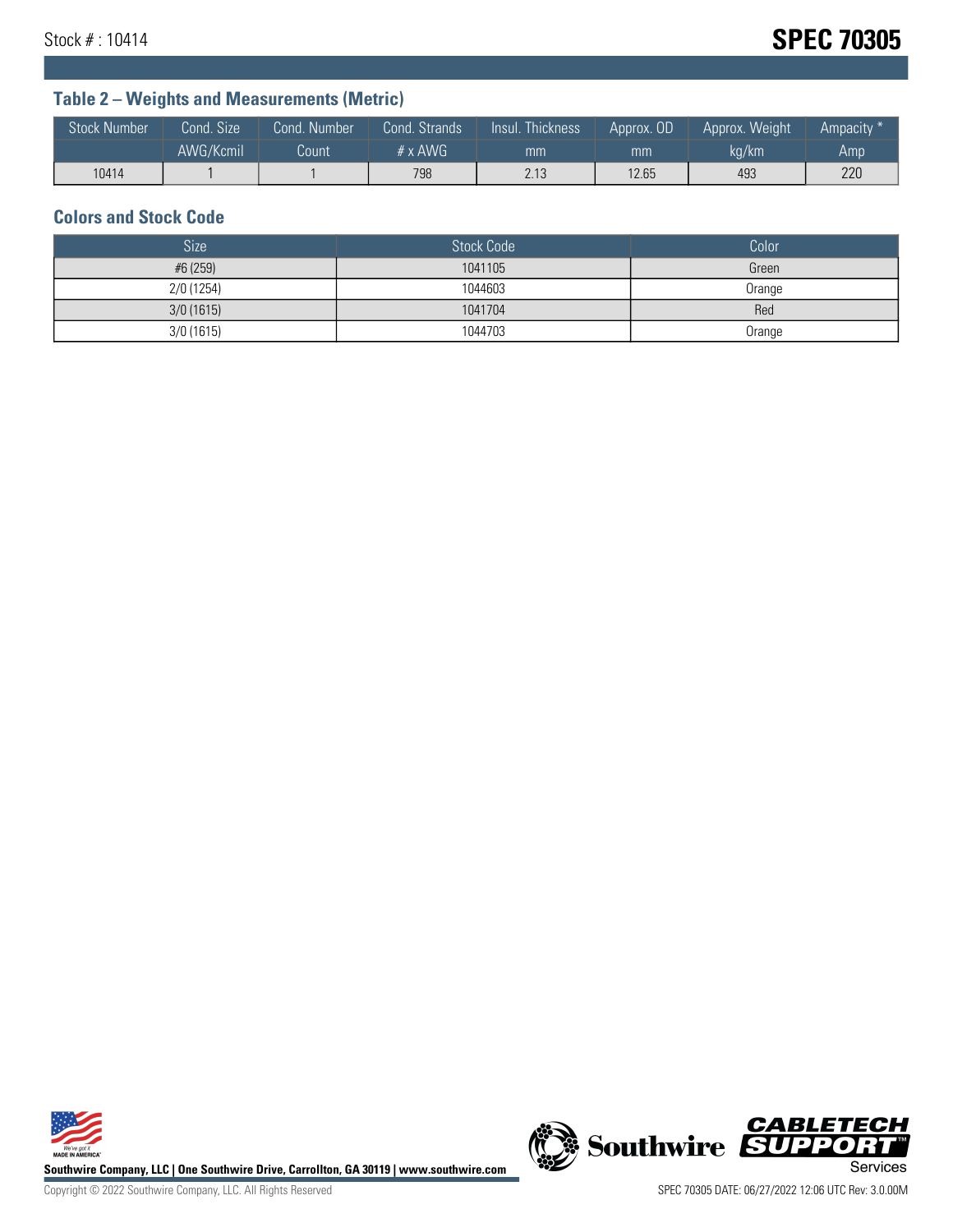## Table 2 – Weights and Measurements (Metric)

| Stock Number | Cond. Size | Cond. Number | Cond. Strands | Insul. Thickness | Approx. OD | Approx. Weight | Ampacity * |
|---|---|---|---|---|---|---|---|
| | AWG/Kcmil | Count | # x AWG | mm | mm | kg/km | Amp |
| 10414 | 1 | 1 | 798 | 2.13 | 12.65 | 493 | 220 |

## Colors and Stock Code

| Size | Stock Code | Color |
|---|---|---|
| #6 (259) | 1041105 | Green |
| 2/0 (1254) | 1044603 | Orange |
| 3/0 (1615) | 1041704 | Red |
| 3/0 (1615) | 1044703 | Orange |

Southwire Company, LLC | One Southwire Drive, Carrollton, GA 30119 | www.southwire.com

Copyright © 2022 Southwire Company, LLC. All Rights Reserved

SPEC 70305 DATE: 06/27/2022 12:06 UTC Rev: 3.0.00M